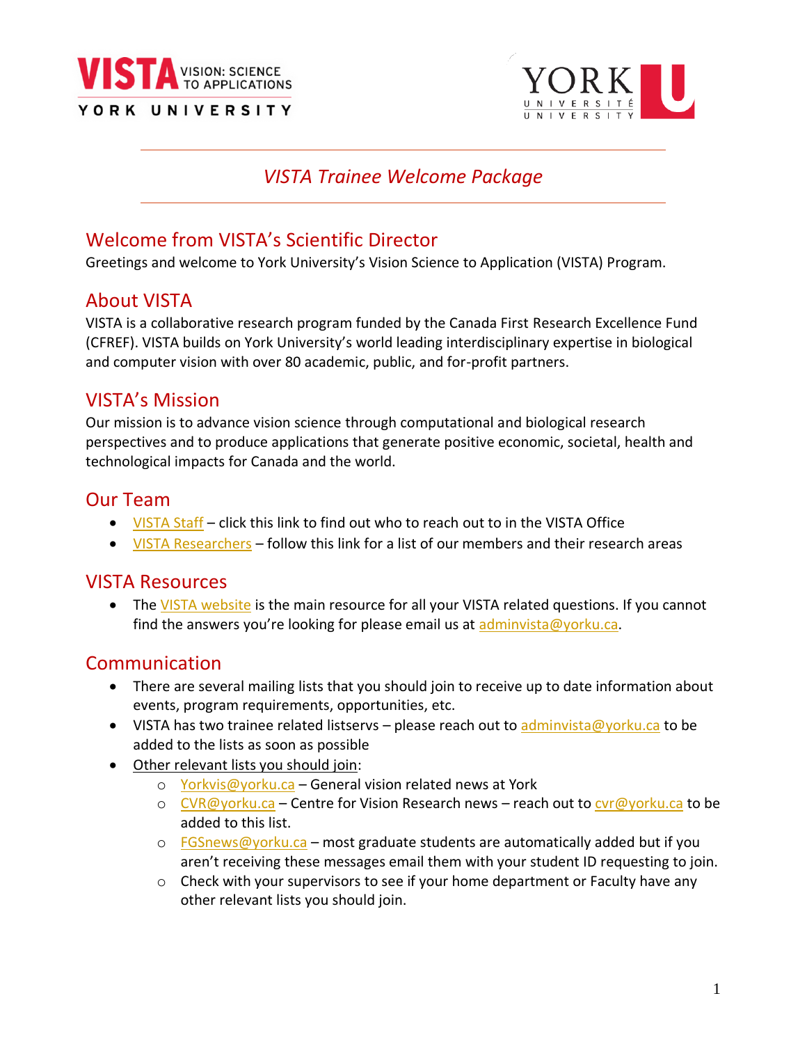# VISTA Trainee Welcome Package

## Welcome from VISTA's Scientific Director

Greetings and welcome to York University's Vision Science to Application (VISTA) Program.

## About VISTA

VISTA is a collaborative research program funded by the Canada First Research Excellence Fund (CFREF). VISTA builds on York University's world leading interdisciplinary expertise in biological and computer vision with over 80 academic, public, and for-profit partners.

## VISTA's Mission

Our mission is to advance vision science through computational and biological research perspectives and to produce applications that generate positive economic, societal, health and technological impacts for Canada and the world.

## Our Team

- VISTA Staff – click this link to find out who to reach out to in the VISTA Office
- VISTA Researchers – follow this link for a list of our members and their research areas

## VISTA Resources

- The VISTA website is the main resource for all your VISTA related questions. If you cannot find the answers you're looking for please email us at adminvista@yorku.ca.

## Communication

- There are several mailing lists that you should join to receive up to date information about events, program requirements, opportunities, etc.
- VISTA has two trainee related listservs – please reach out to adminvista@yorku.ca to be added to the lists as soon as possible
- Other relevant lists you should join:
  - Yorkvis@yorku.ca – General vision related news at York
  - CVR@yorku.ca – Centre for Vision Research news – reach out to cvr@yorku.ca to be added to this list.
  - FGSnews@yorku.ca – most graduate students are automatically added but if you aren't receiving these messages email them with your student ID requesting to join.
  - Check with your supervisors to see if your home department or Faculty have any other relevant lists you should join.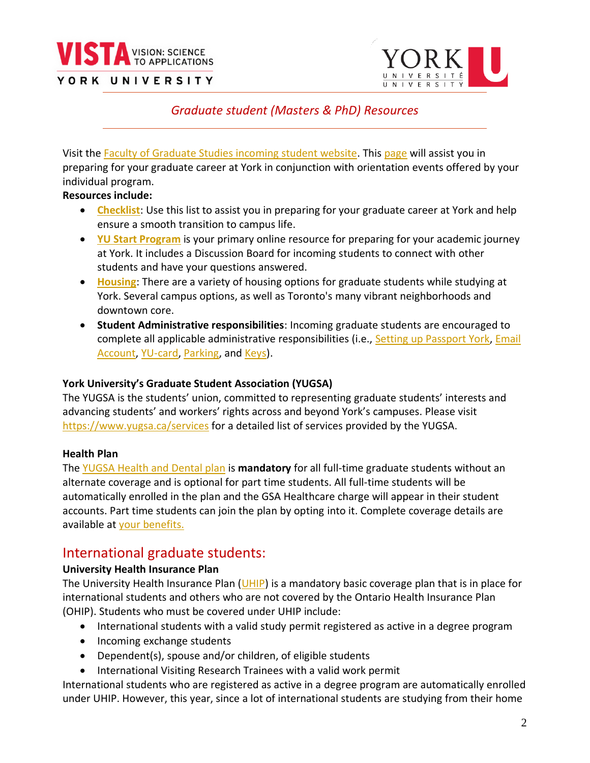*Graduate student (Masters & PhD) Resources*

Visit the Faculty of Graduate Studies incoming student website. This page will assist you in preparing for your graduate career at York in conjunction with orientation events offered by your individual program.

**Resources include:**

- **Checklist**: Use this list to assist you in preparing for your graduate career at York and help ensure a smooth transition to campus life.
- **YU Start Program** is your primary online resource for preparing for your academic journey at York. It includes a Discussion Board for incoming students to connect with other students and have your questions answered.
- **Housing**: There are a variety of housing options for graduate students while studying at York. Several campus options, as well as Toronto's many vibrant neighborhoods and downtown core.
- **Student Administrative responsibilities**: Incoming graduate students are encouraged to complete all applicable administrative responsibilities (i.e., Setting up Passport York, Email Account, YU-card, Parking, and Keys).

### York University's Graduate Student Association (YUGSA)

The YUGSA is the students' union, committed to representing graduate students' interests and advancing students' and workers' rights across and beyond York's campuses. Please visit https://www.yugsa.ca/services for a detailed list of services provided by the YUGSA.

### Health Plan

The YUGSA Health and Dental plan is **mandatory** for all full-time graduate students without an alternate coverage and is optional for part time students. All full-time students will be automatically enrolled in the plan and the GSA Healthcare charge will appear in their student accounts. Part time students can join the plan by opting into it. Complete coverage details are available at your benefits.

## International graduate students:

### University Health Insurance Plan

The University Health Insurance Plan (UHIP) is a mandatory basic coverage plan that is in place for international students and others who are not covered by the Ontario Health Insurance Plan (OHIP). Students who must be covered under UHIP include:

- International students with a valid study permit registered as active in a degree program
- Incoming exchange students
- Dependent(s), spouse and/or children, of eligible students
- International Visiting Research Trainees with a valid work permit

International students who are registered as active in a degree program are automatically enrolled under UHIP. However, this year, since a lot of international students are studying from their home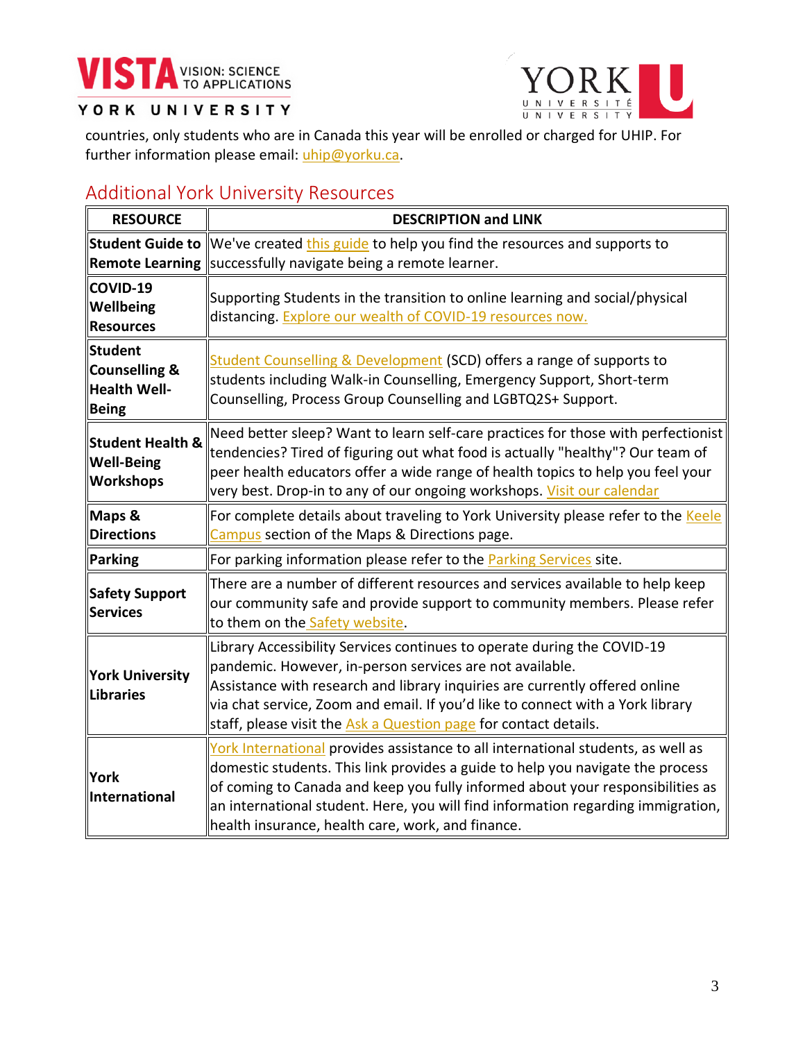countries, only students who are in Canada this year will be enrolled or charged for UHIP. For further information please email: uhip@yorku.ca.

## Additional York University Resources

| RESOURCE | DESCRIPTION and LINK |
|---|---|
| **Student Guide to Remote Learning** | We've created this guide to help you find the resources and supports to successfully navigate being a remote learner. |
| **COVID-19 Wellbeing Resources** | Supporting Students in the transition to online learning and social/physical distancing. Explore our wealth of COVID-19 resources now. |
| **Student Counselling & Health Well-Being** | Student Counselling & Development (SCD) offers a range of supports to students including Walk-in Counselling, Emergency Support, Short-term Counselling, Process Group Counselling and LGBTQ2S+ Support. |
| **Student Health & Well-Being Workshops** | Need better sleep? Want to learn self-care practices for those with perfectionist tendencies? Tired of figuring out what food is actually "healthy"? Our team of peer health educators offer a wide range of health topics to help you feel your very best. Drop-in to any of our ongoing workshops. Visit our calendar |
| **Maps & Directions** | For complete details about traveling to York University please refer to the Keele Campus section of the Maps & Directions page. |
| **Parking** | For parking information please refer to the Parking Services site. |
| **Safety Support Services** | There are a number of different resources and services available to help keep our community safe and provide support to community members. Please refer to them on the Safety website. |
| **York University Libraries** | Library Accessibility Services continues to operate during the COVID-19 pandemic. However, in-person services are not available. Assistance with research and library inquiries are currently offered online via chat service, Zoom and email. If you'd like to connect with a York library staff, please visit the Ask a Question page for contact details. |
| **York International** | York International provides assistance to all international students, as well as domestic students. This link provides a guide to help you navigate the process of coming to Canada and keep you fully informed about your responsibilities as an international student. Here, you will find information regarding immigration, health insurance, health care, work, and finance. |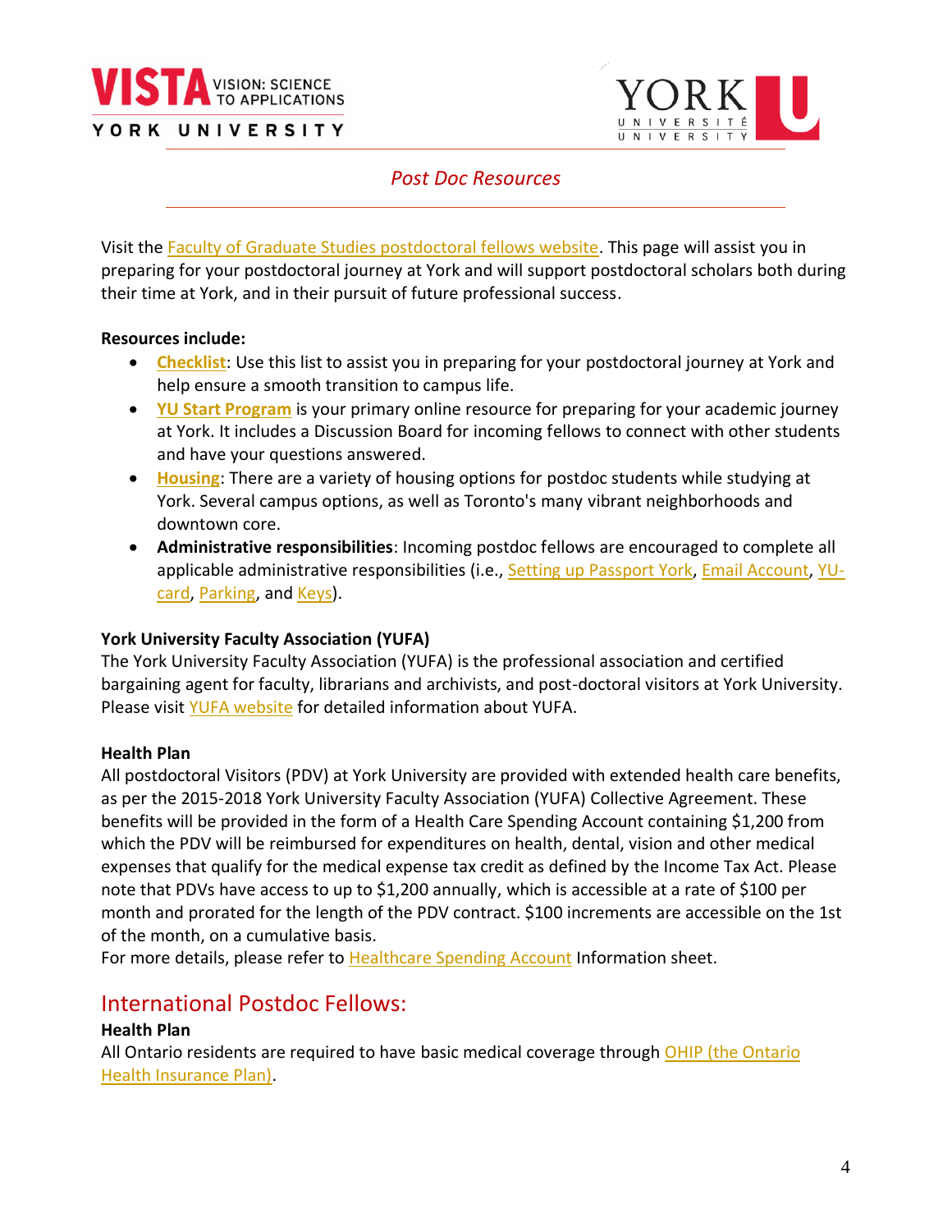## *Post Doc Resources*

Visit the Faculty of Graduate Studies postdoctoral fellows website. This page will assist you in preparing for your postdoctoral journey at York and will support postdoctoral scholars both during their time at York, and in their pursuit of future professional success.

**Resources include:**

- **Checklist**: Use this list to assist you in preparing for your postdoctoral journey at York and help ensure a smooth transition to campus life.
- **YU Start Program** is your primary online resource for preparing for your academic journey at York. It includes a Discussion Board for incoming fellows to connect with other students and have your questions answered.
- **Housing**: There are a variety of housing options for postdoc students while studying at York. Several campus options, as well as Toronto's many vibrant neighborhoods and downtown core.
- **Administrative responsibilities**: Incoming postdoc fellows are encouraged to complete all applicable administrative responsibilities (i.e., Setting up Passport York, Email Account, YU-card, Parking, and Keys).

**York University Faculty Association (YUFA)**

The York University Faculty Association (YUFA) is the professional association and certified bargaining agent for faculty, librarians and archivists, and post-doctoral visitors at York University. Please visit YUFA website for detailed information about YUFA.

**Health Plan**

All postdoctoral Visitors (PDV) at York University are provided with extended health care benefits, as per the 2015-2018 York University Faculty Association (YUFA) Collective Agreement. These benefits will be provided in the form of a Health Care Spending Account containing $1,200 from which the PDV will be reimbursed for expenditures on health, dental, vision and other medical expenses that qualify for the medical expense tax credit as defined by the Income Tax Act. Please note that PDVs have access to up to $1,200 annually, which is accessible at a rate of $100 per month and prorated for the length of the PDV contract. $100 increments are accessible on the 1st of the month, on a cumulative basis.

For more details, please refer to Healthcare Spending Account Information sheet.

## International Postdoc Fellows:

**Health Plan**

All Ontario residents are required to have basic medical coverage through OHIP (the Ontario Health Insurance Plan).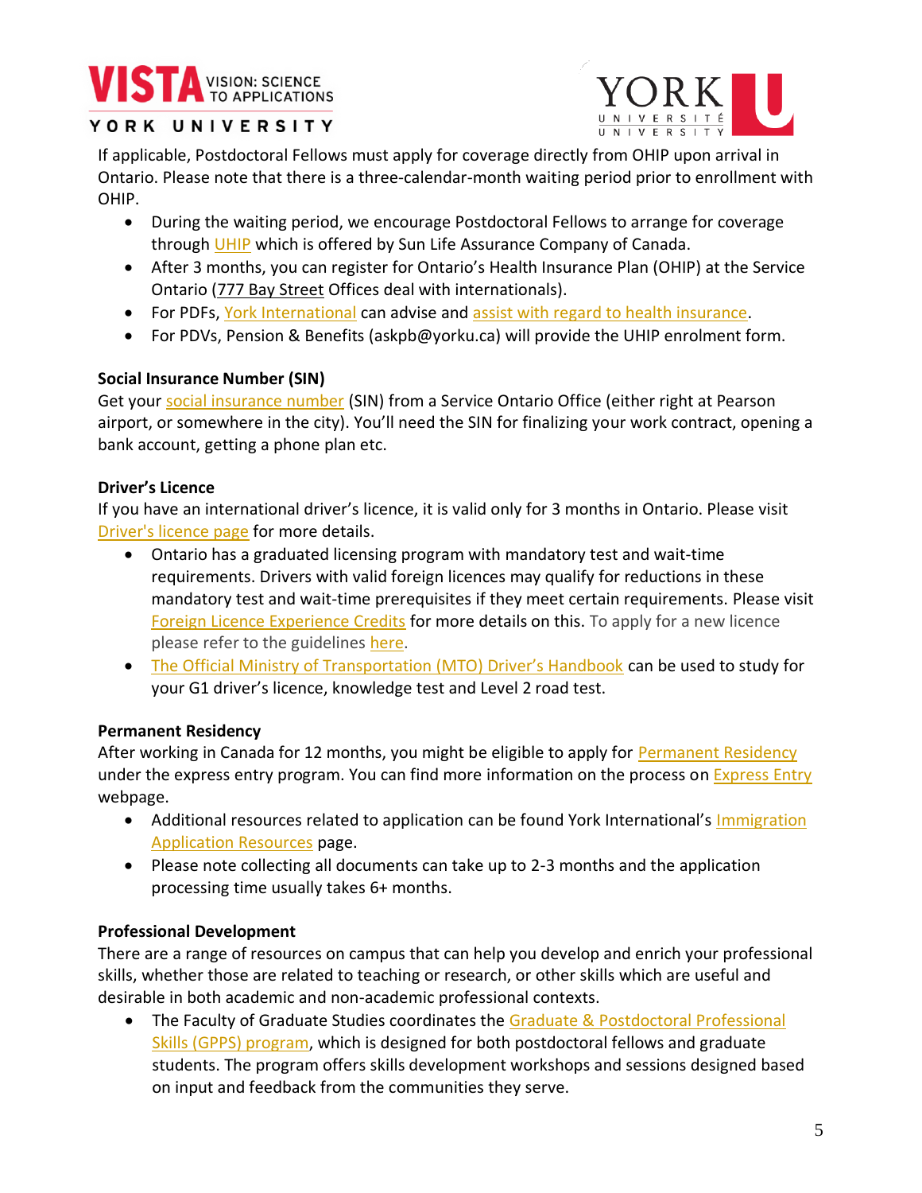If applicable, Postdoctoral Fellows must apply for coverage directly from OHIP upon arrival in Ontario. Please note that there is a three-calendar-month waiting period prior to enrollment with OHIP.

- During the waiting period, we encourage Postdoctoral Fellows to arrange for coverage through UHIP which is offered by Sun Life Assurance Company of Canada.
- After 3 months, you can register for Ontario's Health Insurance Plan (OHIP) at the Service Ontario (777 Bay Street Offices deal with internationals).
- For PDFs, York International can advise and assist with regard to health insurance.
- For PDVs, Pension & Benefits (askpb@yorku.ca) will provide the UHIP enrolment form.

**Social Insurance Number (SIN)**

Get your social insurance number (SIN) from a Service Ontario Office (either right at Pearson airport, or somewhere in the city). You'll need the SIN for finalizing your work contract, opening a bank account, getting a phone plan etc.

**Driver's Licence**

If you have an international driver's licence, it is valid only for 3 months in Ontario. Please visit Driver's licence page for more details.

- Ontario has a graduated licensing program with mandatory test and wait-time requirements. Drivers with valid foreign licences may qualify for reductions in these mandatory test and wait-time prerequisites if they meet certain requirements. Please visit Foreign Licence Experience Credits for more details on this. To apply for a new licence please refer to the guidelines here.
- The Official Ministry of Transportation (MTO) Driver's Handbook can be used to study for your G1 driver's licence, knowledge test and Level 2 road test.

**Permanent Residency**

After working in Canada for 12 months, you might be eligible to apply for Permanent Residency under the express entry program. You can find more information on the process on Express Entry webpage.

- Additional resources related to application can be found York International's Immigration Application Resources page.
- Please note collecting all documents can take up to 2-3 months and the application processing time usually takes 6+ months.

**Professional Development**

There are a range of resources on campus that can help you develop and enrich your professional skills, whether those are related to teaching or research, or other skills which are useful and desirable in both academic and non-academic professional contexts.

- The Faculty of Graduate Studies coordinates the Graduate & Postdoctoral Professional Skills (GPPS) program, which is designed for both postdoctoral fellows and graduate students. The program offers skills development workshops and sessions designed based on input and feedback from the communities they serve.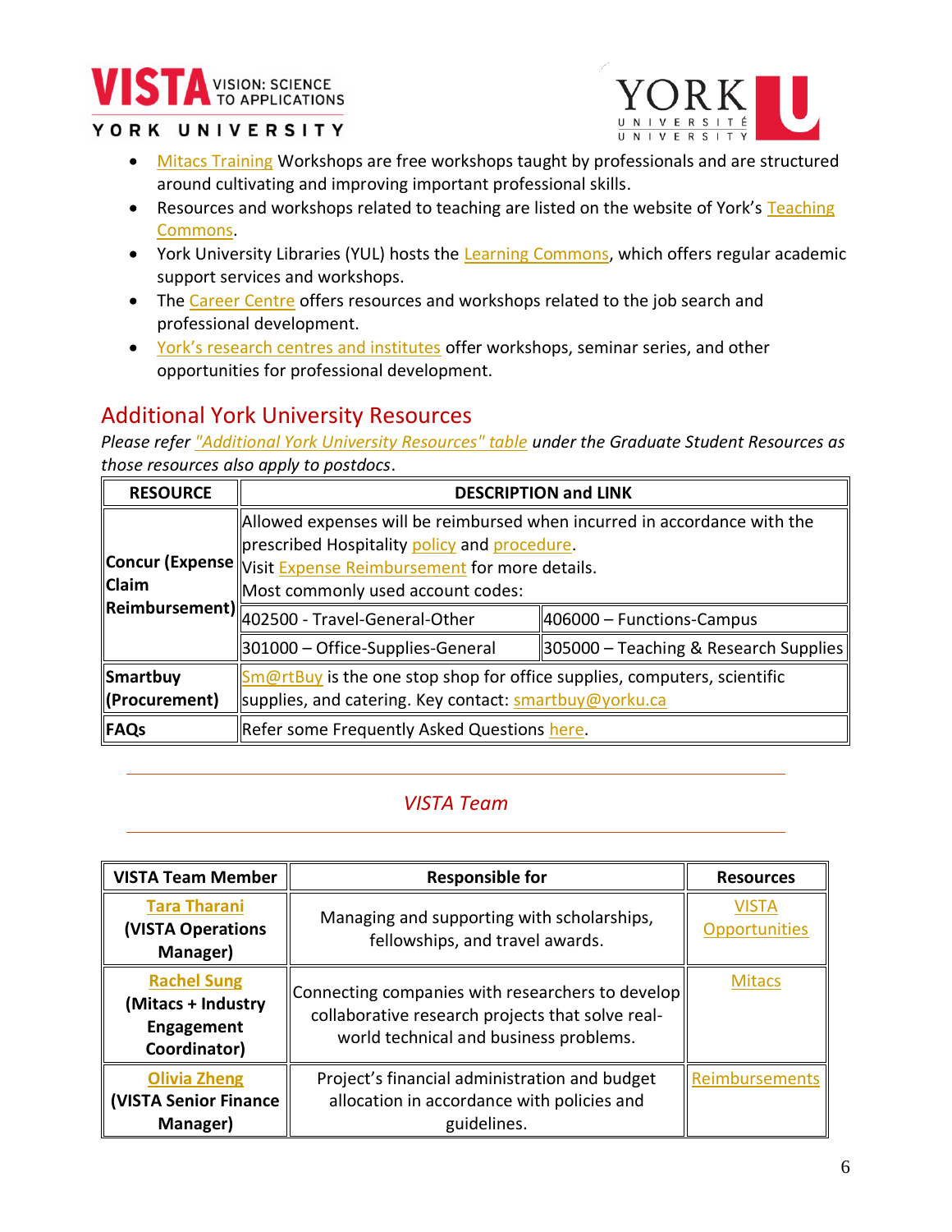- Mitacs Training Workshops are free workshops taught by professionals and are structured around cultivating and improving important professional skills.
- Resources and workshops related to teaching are listed on the website of York's Teaching Commons.
- York University Libraries (YUL) hosts the Learning Commons, which offers regular academic support services and workshops.
- The Career Centre offers resources and workshops related to the job search and professional development.
- York's research centres and institutes offer workshops, seminar series, and other opportunities for professional development.

## Additional York University Resources

*Please refer "Additional York University Resources" table under the Graduate Student Resources as those resources also apply to postdocs*.

| RESOURCE | DESCRIPTION and LINK | |
|---|---|---|
| **Concur (Expense Claim Reimbursement)** | Allowed expenses will be reimbursed when incurred in accordance with the prescribed Hospitality policy and procedure. Visit Expense Reimbursement for more details. Most commonly used account codes: | |
| | 402500 - Travel-General-Other | 406000 – Functions-Campus |
| | 301000 – Office-Supplies-General | 305000 – Teaching & Research Supplies |
| **Smartbuy (Procurement)** | Sm@rtBuy is the one stop shop for office supplies, computers, scientific supplies, and catering. Key contact: smartbuy@yorku.ca | |
| **FAQs** | Refer some Frequently Asked Questions here. | |

## *VISTA Team*

| VISTA Team Member | Responsible for | Resources |
|---|---|---|
| **Tara Tharani (VISTA Operations Manager)** | Managing and supporting with scholarships, fellowships, and travel awards. | VISTA Opportunities |
| **Rachel Sung (Mitacs + Industry Engagement Coordinator)** | Connecting companies with researchers to develop collaborative research projects that solve real-world technical and business problems. | Mitacs |
| **Olivia Zheng (VISTA Senior Finance Manager)** | Project's financial administration and budget allocation in accordance with policies and guidelines. | Reimbursements |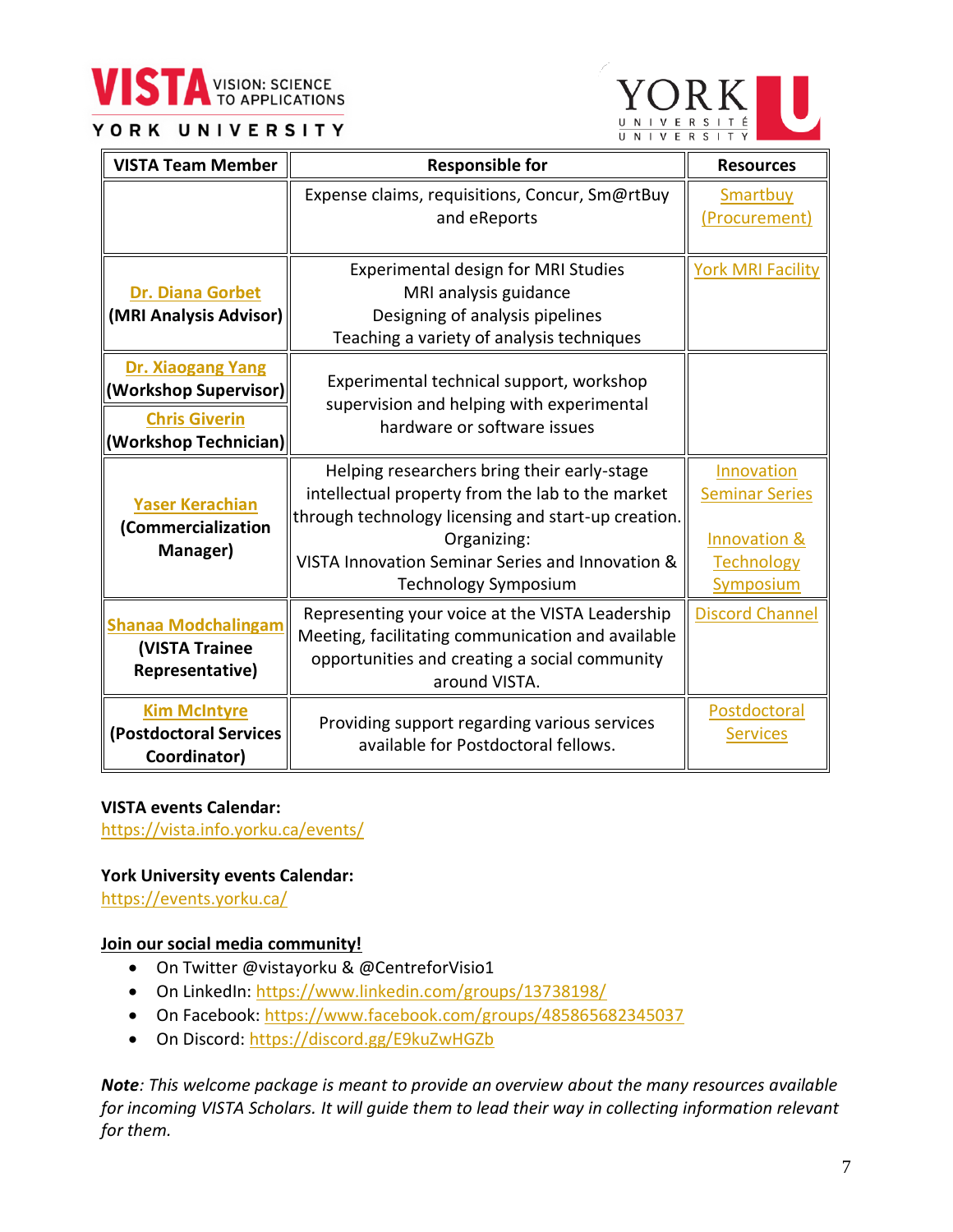| VISTA Team Member | Responsible for | Resources |
|---|---|---|
| | Expense claims, requisitions, Concur, Sm@rtBuy and eReports | Smartbuy (Procurement) |
| **Dr. Diana Gorbet** **(MRI Analysis Advisor)** | Experimental design for MRI Studies MRI analysis guidance Designing of analysis pipelines Teaching a variety of analysis techniques | York MRI Facility |
| **Dr. Xiaogang Yang** **(Workshop Supervisor)** **Chris Giverin** **(Workshop Technician)** | Experimental technical support, workshop supervision and helping with experimental hardware or software issues | |
| **Yaser Kerachian** **(Commercialization Manager)** | Helping researchers bring their early-stage intellectual property from the lab to the market through technology licensing and start-up creation. Organizing: VISTA Innovation Seminar Series and Innovation & Technology Symposium | Innovation Seminar Series Innovation & Technology Symposium |
| **Shanaa Modchalingam** **(VISTA Trainee Representative)** | Representing your voice at the VISTA Leadership Meeting, facilitating communication and available opportunities and creating a social community around VISTA. | Discord Channel |
| **Kim McIntyre** **(Postdoctoral Services Coordinator)** | Providing support regarding various services available for Postdoctoral fellows. | Postdoctoral Services |

**VISTA events Calendar:**
https://vista.info.yorku.ca/events/

**York University events Calendar:**
https://events.yorku.ca/

**Join our social media community!**

- On Twitter @vistayorku & @CentreforVisio1
- On LinkedIn: https://www.linkedin.com/groups/13738198/
- On Facebook: https://www.facebook.com/groups/485865682345037
- On Discord: https://discord.gg/E9kuZwHGZb

***Note**: This welcome package is meant to provide an overview about the many resources available for incoming VISTA Scholars. It will guide them to lead their way in collecting information relevant for them.*